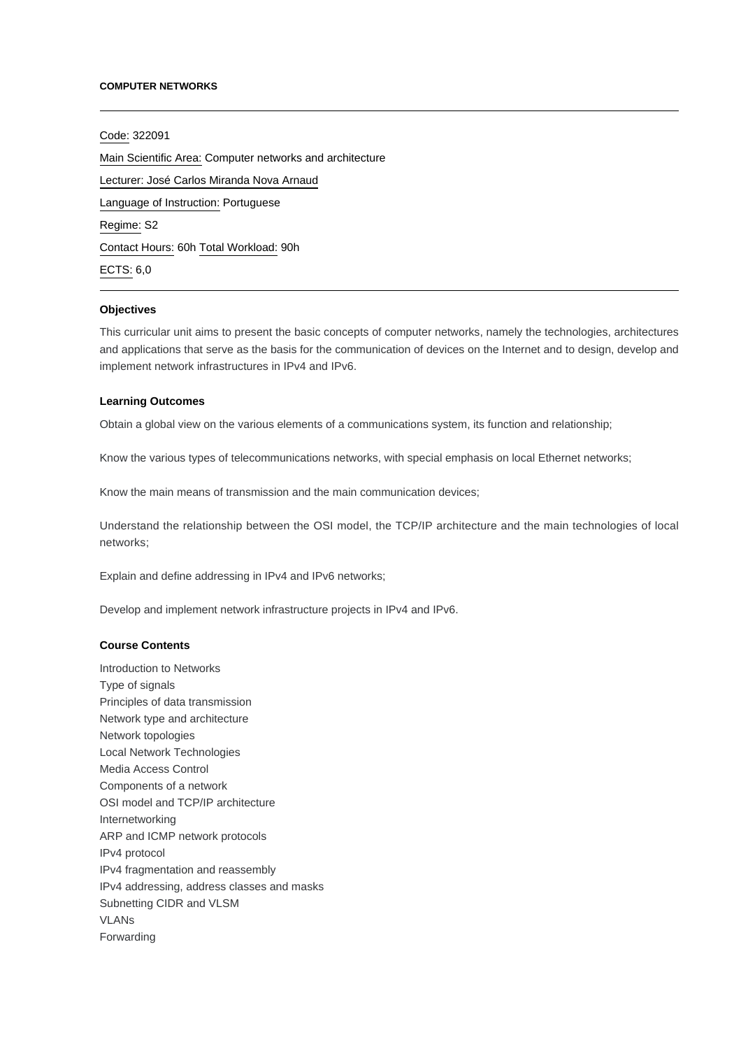**COMPUTER NETWORKS**

---

Code: 322091

Main Scientific Area: Computer networks and architecture

Lecturer: José Carlos Miranda Nova Arnaud

Language of Instruction: Portuguese

Regime: S2

Contact Hours: 60h Total Workload: 90h

ECTS: 6,0

---

### Objectives

This curricular unit aims to present the basic concepts of computer networks, namely the technologies, architectures and applications that serve as the basis for the communication of devices on the Internet and to design, develop and implement network infrastructures in IPv4 and IPv6.

### Learning Outcomes

Obtain a global view on the various elements of a communications system, its function and relationship;

Know the various types of telecommunications networks, with special emphasis on local Ethernet networks;

Know the main means of transmission and the main communication devices;

Understand the relationship between the OSI model, the TCP/IP architecture and the main technologies of local networks;

Explain and define addressing in IPv4 and IPv6 networks;

Develop and implement network infrastructure projects in IPv4 and IPv6.

### Course Contents

Introduction to Networks
Type of signals
Principles of data transmission
Network type and architecture
Network topologies
Local Network Technologies
Media Access Control
Components of a network
OSI model and TCP/IP architecture
Internetworking
ARP and ICMP network protocols
IPv4 protocol
IPv4 fragmentation and reassembly
IPv4 addressing, address classes and masks
Subnetting CIDR and VLSM
VLANs
Forwarding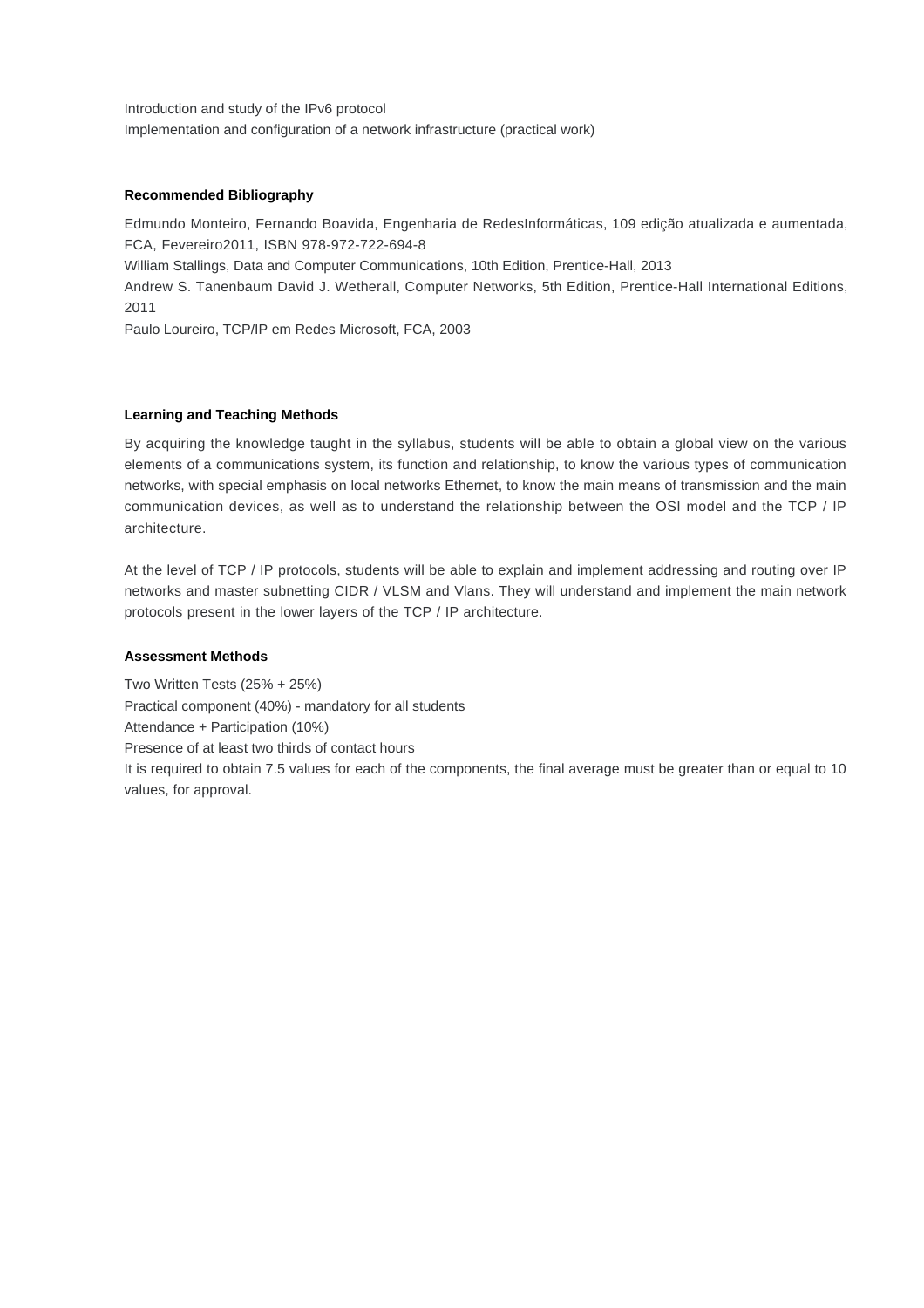Introduction and study of the IPv6 protocol
Implementation and configuration of a network infrastructure (practical work)

**Recommended Bibliography**

Edmundo Monteiro, Fernando Boavida, Engenharia de RedesInformáticas, 109 edição atualizada e aumentada, FCA, Fevereiro2011, ISBN 978-972-722-694-8
William Stallings, Data and Computer Communications, 10th Edition, Prentice-Hall, 2013
Andrew S. Tanenbaum David J. Wetherall, Computer Networks, 5th Edition, Prentice-Hall International Editions, 2011
Paulo Loureiro, TCP/IP em Redes Microsoft, FCA, 2003

**Learning and Teaching Methods**

By acquiring the knowledge taught in the syllabus, students will be able to obtain a global view on the various elements of a communications system, its function and relationship, to know the various types of communication networks, with special emphasis on local networks Ethernet, to know the main means of transmission and the main communication devices, as well as to understand the relationship between the OSI model and the TCP / IP architecture.

At the level of TCP / IP protocols, students will be able to explain and implement addressing and routing over IP networks and master subnetting CIDR / VLSM and Vlans. They will understand and implement the main network protocols present in the lower layers of the TCP / IP architecture.

**Assessment Methods**

Two Written Tests (25% + 25%)
Practical component (40%) - mandatory for all students
Attendance + Participation (10%)
Presence of at least two thirds of contact hours
It is required to obtain 7.5 values for each of the components, the final average must be greater than or equal to 10 values, for approval.